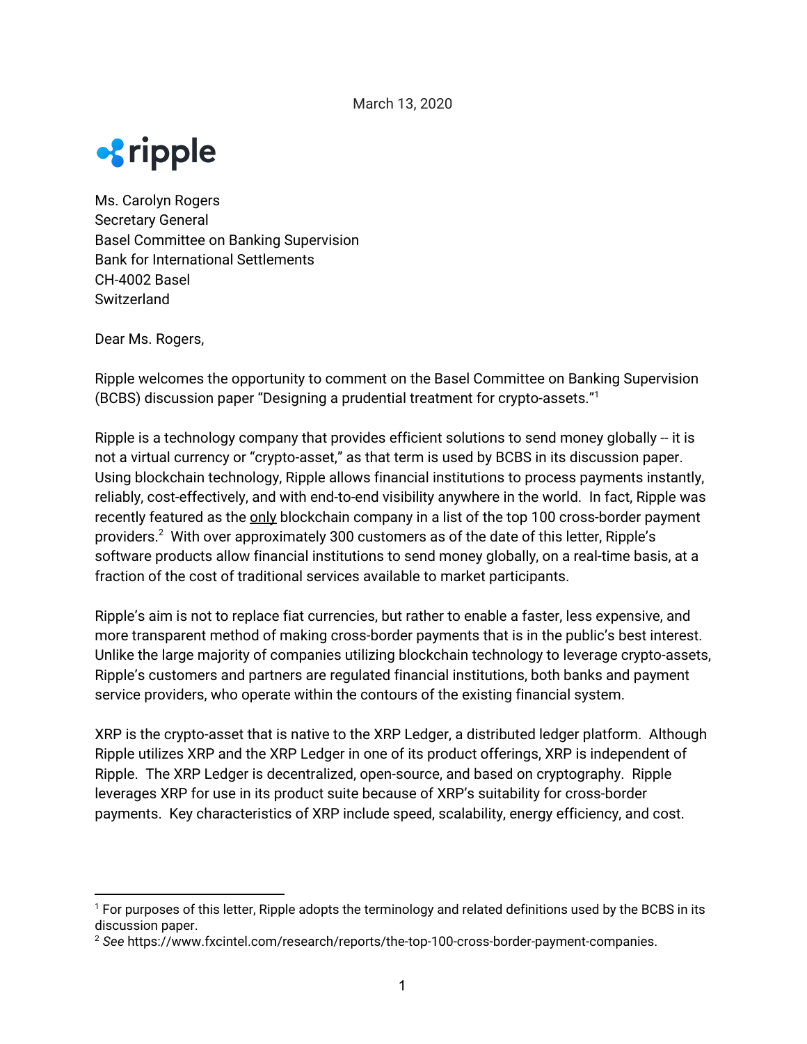March 13, 2020

ripple

Ms. Carolyn Rogers
Secretary General
Basel Committee on Banking Supervision
Bank for International Settlements
CH-4002 Basel
Switzerland

Dear Ms. Rogers,

Ripple welcomes the opportunity to comment on the Basel Committee on Banking Supervision (BCBS) discussion paper "Designing a prudential treatment for crypto-assets."[1]

Ripple is a technology company that provides efficient solutions to send money globally -- it is not a virtual currency or "crypto-asset," as that term is used by BCBS in its discussion paper. Using blockchain technology, Ripple allows financial institutions to process payments instantly, reliably, cost-effectively, and with end-to-end visibility anywhere in the world. In fact, Ripple was recently featured as the only blockchain company in a list of the top 100 cross-border payment providers.[2] With over approximately 300 customers as of the date of this letter, Ripple's software products allow financial institutions to send money globally, on a real-time basis, at a fraction of the cost of traditional services available to market participants.

Ripple's aim is not to replace fiat currencies, but rather to enable a faster, less expensive, and more transparent method of making cross-border payments that is in the public's best interest. Unlike the large majority of companies utilizing blockchain technology to leverage crypto-assets, Ripple's customers and partners are regulated financial institutions, both banks and payment service providers, who operate within the contours of the existing financial system.

XRP is the crypto-asset that is native to the XRP Ledger, a distributed ledger platform. Although Ripple utilizes XRP and the XRP Ledger in one of its product offerings, XRP is independent of Ripple. The XRP Ledger is decentralized, open-source, and based on cryptography. Ripple leverages XRP for use in its product suite because of XRP's suitability for cross-border payments. Key characteristics of XRP include speed, scalability, energy efficiency, and cost.

---

[1] For purposes of this letter, Ripple adopts the terminology and related definitions used by the BCBS in its discussion paper.

[2] *See* https://www.fxcintel.com/research/reports/the-top-100-cross-border-payment-companies.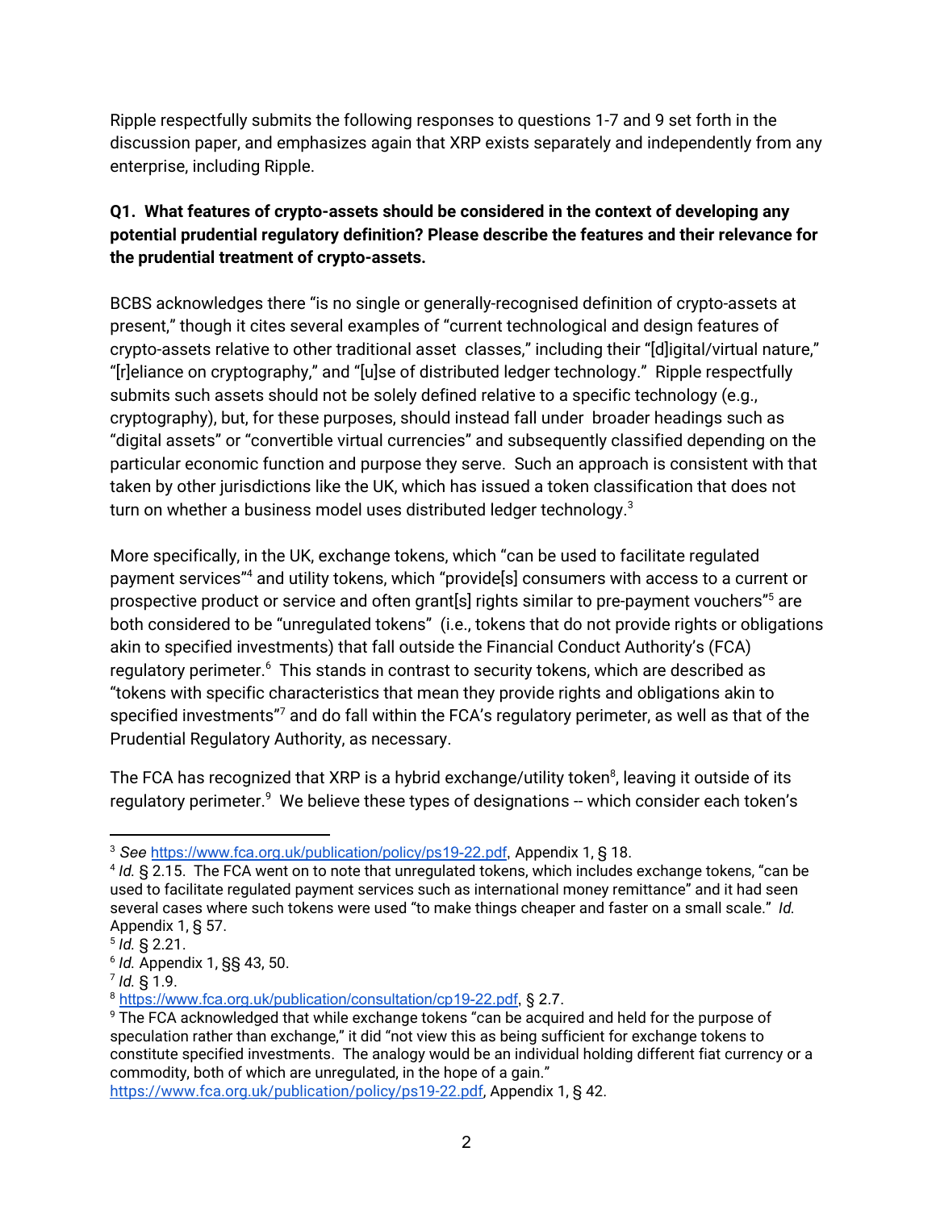Ripple respectfully submits the following responses to questions 1-7 and 9 set forth in the discussion paper, and emphasizes again that XRP exists separately and independently from any enterprise, including Ripple.

**Q1. What features of crypto-assets should be considered in the context of developing any potential prudential regulatory definition? Please describe the features and their relevance for the prudential treatment of crypto-assets.**

BCBS acknowledges there "is no single or generally-recognised definition of crypto-assets at present," though it cites several examples of "current technological and design features of crypto-assets relative to other traditional asset classes," including their "[d]igital/virtual nature," "[r]eliance on cryptography," and "[u]se of distributed ledger technology." Ripple respectfully submits such assets should not be solely defined relative to a specific technology (e.g., cryptography), but, for these purposes, should instead fall under broader headings such as "digital assets" or "convertible virtual currencies" and subsequently classified depending on the particular economic function and purpose they serve. Such an approach is consistent with that taken by other jurisdictions like the UK, which has issued a token classification that does not turn on whether a business model uses distributed ledger technology.[3]

More specifically, in the UK, exchange tokens, which "can be used to facilitate regulated payment services"[4] and utility tokens, which "provide[s] consumers with access to a current or prospective product or service and often grant[s] rights similar to pre-payment vouchers"[5] are both considered to be "unregulated tokens" (i.e., tokens that do not provide rights or obligations akin to specified investments) that fall outside the Financial Conduct Authority's (FCA) regulatory perimeter.[6] This stands in contrast to security tokens, which are described as "tokens with specific characteristics that mean they provide rights and obligations akin to specified investments"[7] and do fall within the FCA's regulatory perimeter, as well as that of the Prudential Regulatory Authority, as necessary.

The FCA has recognized that XRP is a hybrid exchange/utility token[8], leaving it outside of its regulatory perimeter.[9] We believe these types of designations -- which consider each token's

---

[3] *See* https://www.fca.org.uk/publication/policy/ps19-22.pdf, Appendix 1, § 18.

[4] *Id.* § 2.15. The FCA went on to note that unregulated tokens, which includes exchange tokens, "can be used to facilitate regulated payment services such as international money remittance" and it had seen several cases where such tokens were used "to make things cheaper and faster on a small scale." *Id.* Appendix 1, § 57.

[5] *Id.* § 2.21.

[6] *Id.* Appendix 1, §§ 43, 50.

[7] *Id.* § 1.9.

[8] https://www.fca.org.uk/publication/consultation/cp19-22.pdf, § 2.7.

[9] The FCA acknowledged that while exchange tokens "can be acquired and held for the purpose of speculation rather than exchange," it did "not view this as being sufficient for exchange tokens to constitute specified investments. The analogy would be an individual holding different fiat currency or a commodity, both of which are unregulated, in the hope of a gain." https://www.fca.org.uk/publication/policy/ps19-22.pdf, Appendix 1, § 42.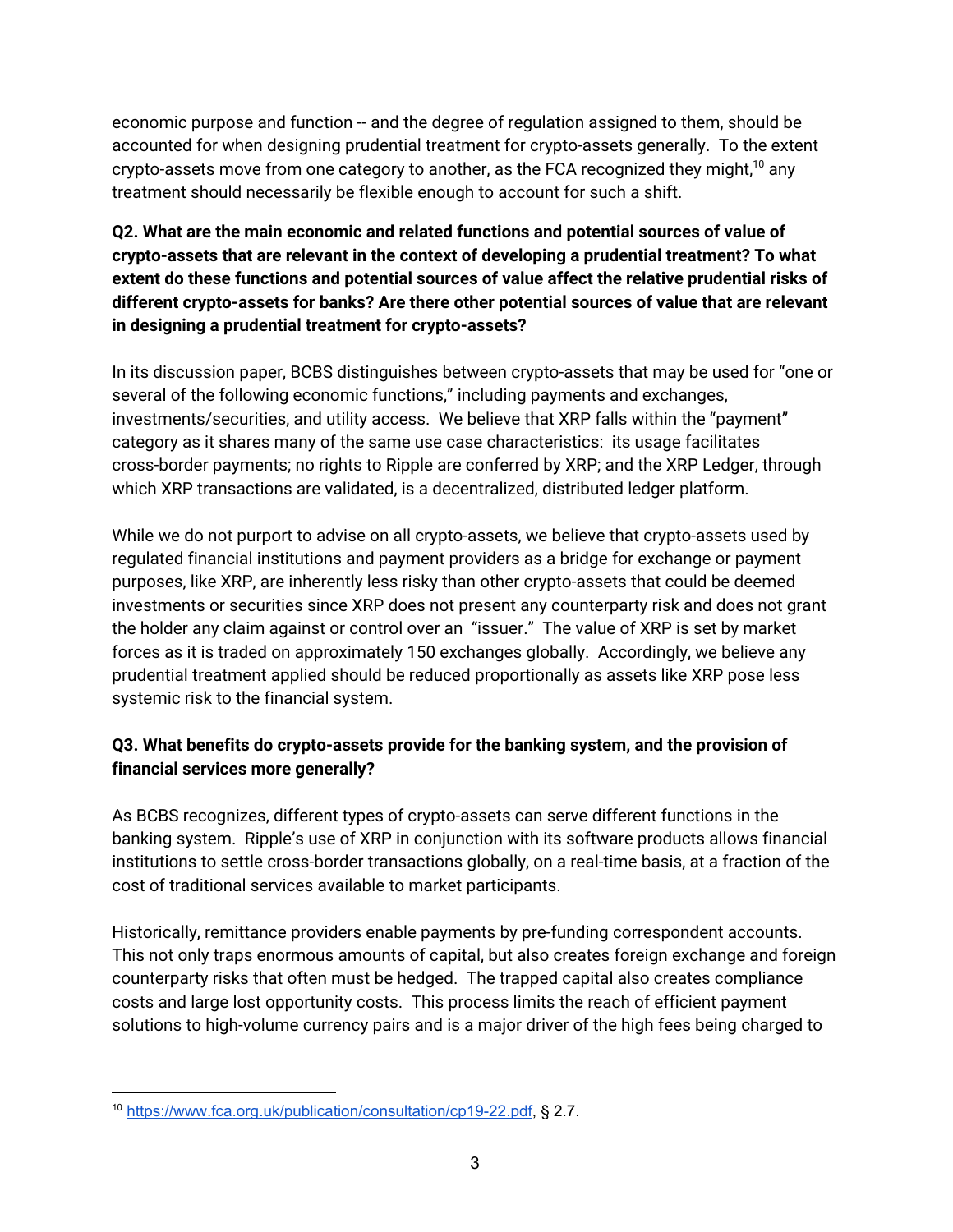economic purpose and function -- and the degree of regulation assigned to them, should be accounted for when designing prudential treatment for crypto-assets generally. To the extent crypto-assets move from one category to another, as the FCA recognized they might,[10] any treatment should necessarily be flexible enough to account for such a shift.

**Q2. What are the main economic and related functions and potential sources of value of crypto-assets that are relevant in the context of developing a prudential treatment? To what extent do these functions and potential sources of value affect the relative prudential risks of different crypto-assets for banks? Are there other potential sources of value that are relevant in designing a prudential treatment for crypto-assets?**

In its discussion paper, BCBS distinguishes between crypto-assets that may be used for "one or several of the following economic functions," including payments and exchanges, investments/securities, and utility access. We believe that XRP falls within the "payment" category as it shares many of the same use case characteristics: its usage facilitates cross-border payments; no rights to Ripple are conferred by XRP; and the XRP Ledger, through which XRP transactions are validated, is a decentralized, distributed ledger platform.

While we do not purport to advise on all crypto-assets, we believe that crypto-assets used by regulated financial institutions and payment providers as a bridge for exchange or payment purposes, like XRP, are inherently less risky than other crypto-assets that could be deemed investments or securities since XRP does not present any counterparty risk and does not grant the holder any claim against or control over an "issuer." The value of XRP is set by market forces as it is traded on approximately 150 exchanges globally. Accordingly, we believe any prudential treatment applied should be reduced proportionally as assets like XRP pose less systemic risk to the financial system.

**Q3. What benefits do crypto-assets provide for the banking system, and the provision of financial services more generally?**

As BCBS recognizes, different types of crypto-assets can serve different functions in the banking system. Ripple's use of XRP in conjunction with its software products allows financial institutions to settle cross-border transactions globally, on a real-time basis, at a fraction of the cost of traditional services available to market participants.

Historically, remittance providers enable payments by pre-funding correspondent accounts. This not only traps enormous amounts of capital, but also creates foreign exchange and foreign counterparty risks that often must be hedged. The trapped capital also creates compliance costs and large lost opportunity costs. This process limits the reach of efficient payment solutions to high-volume currency pairs and is a major driver of the high fees being charged to

---

[10] https://www.fca.org.uk/publication/consultation/cp19-22.pdf, § 2.7.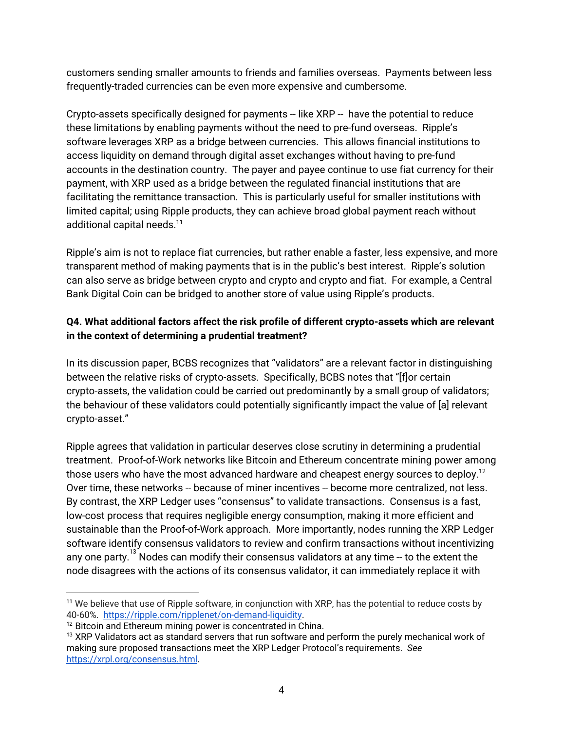customers sending smaller amounts to friends and families overseas. Payments between less frequently-traded currencies can be even more expensive and cumbersome.

Crypto-assets specifically designed for payments -- like XRP -- have the potential to reduce these limitations by enabling payments without the need to pre-fund overseas. Ripple's software leverages XRP as a bridge between currencies. This allows financial institutions to access liquidity on demand through digital asset exchanges without having to pre-fund accounts in the destination country. The payer and payee continue to use fiat currency for their payment, with XRP used as a bridge between the regulated financial institutions that are facilitating the remittance transaction. This is particularly useful for smaller institutions with limited capital; using Ripple products, they can achieve broad global payment reach without additional capital needs.[11]

Ripple's aim is not to replace fiat currencies, but rather enable a faster, less expensive, and more transparent method of making payments that is in the public's best interest. Ripple's solution can also serve as bridge between crypto and crypto and crypto and fiat. For example, a Central Bank Digital Coin can be bridged to another store of value using Ripple's products.

**Q4. What additional factors affect the risk profile of different crypto-assets which are relevant in the context of determining a prudential treatment?**

In its discussion paper, BCBS recognizes that "validators" are a relevant factor in distinguishing between the relative risks of crypto-assets. Specifically, BCBS notes that "[f]or certain crypto-assets, the validation could be carried out predominantly by a small group of validators; the behaviour of these validators could potentially significantly impact the value of [a] relevant crypto-asset."

Ripple agrees that validation in particular deserves close scrutiny in determining a prudential treatment. Proof-of-Work networks like Bitcoin and Ethereum concentrate mining power among those users who have the most advanced hardware and cheapest energy sources to deploy.[12] Over time, these networks -- because of miner incentives -- become more centralized, not less. By contrast, the XRP Ledger uses "consensus" to validate transactions. Consensus is a fast, low-cost process that requires negligible energy consumption, making it more efficient and sustainable than the Proof-of-Work approach. More importantly, nodes running the XRP Ledger software identify consensus validators to review and confirm transactions without incentivizing any one party.[13] Nodes can modify their consensus validators at any time -- to the extent the node disagrees with the actions of its consensus validator, it can immediately replace it with

---

[11] We believe that use of Ripple software, in conjunction with XRP, has the potential to reduce costs by 40-60%. https://ripple.com/ripplenet/on-demand-liquidity.

[12] Bitcoin and Ethereum mining power is concentrated in China.

[13] XRP Validators act as standard servers that run software and perform the purely mechanical work of making sure proposed transactions meet the XRP Ledger Protocol's requirements. *See* https://xrpl.org/consensus.html.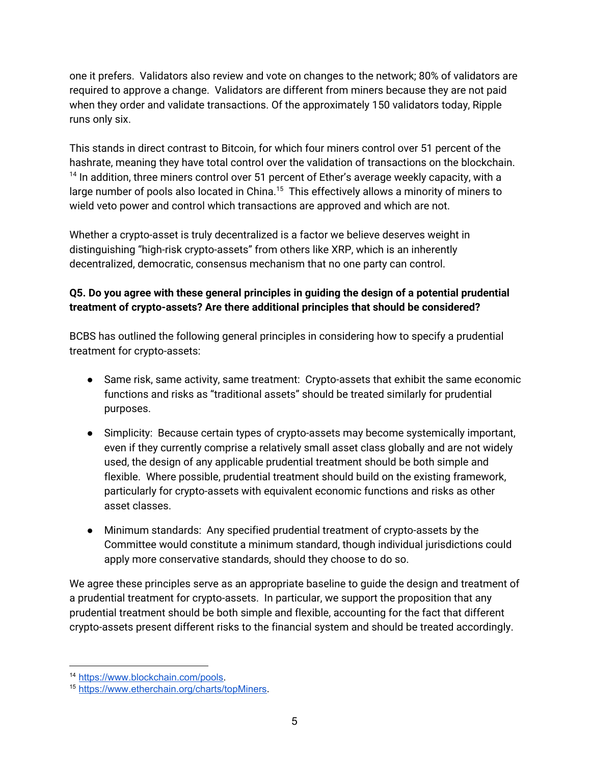one it prefers. Validators also review and vote on changes to the network; 80% of validators are required to approve a change. Validators are different from miners because they are not paid when they order and validate transactions. Of the approximately 150 validators today, Ripple runs only six.

This stands in direct contrast to Bitcoin, for which four miners control over 51 percent of the hashrate, meaning they have total control over the validation of transactions on the blockchain.[14] In addition, three miners control over 51 percent of Ether's average weekly capacity, with a large number of pools also located in China.[15] This effectively allows a minority of miners to wield veto power and control which transactions are approved and which are not.

Whether a crypto-asset is truly decentralized is a factor we believe deserves weight in distinguishing "high-risk crypto-assets" from others like XRP, which is an inherently decentralized, democratic, consensus mechanism that no one party can control.

**Q5. Do you agree with these general principles in guiding the design of a potential prudential treatment of crypto-assets? Are there additional principles that should be considered?**

BCBS has outlined the following general principles in considering how to specify a prudential treatment for crypto-assets:

- Same risk, same activity, same treatment: Crypto-assets that exhibit the same economic functions and risks as "traditional assets" should be treated similarly for prudential purposes.
- Simplicity: Because certain types of crypto-assets may become systemically important, even if they currently comprise a relatively small asset class globally and are not widely used, the design of any applicable prudential treatment should be both simple and flexible. Where possible, prudential treatment should build on the existing framework, particularly for crypto-assets with equivalent economic functions and risks as other asset classes.
- Minimum standards: Any specified prudential treatment of crypto-assets by the Committee would constitute a minimum standard, though individual jurisdictions could apply more conservative standards, should they choose to do so.

We agree these principles serve as an appropriate baseline to guide the design and treatment of a prudential treatment for crypto-assets. In particular, we support the proposition that any prudential treatment should be both simple and flexible, accounting for the fact that different crypto-assets present different risks to the financial system and should be treated accordingly.

---

[14] https://www.blockchain.com/pools.

[15] https://www.etherchain.org/charts/topMiners.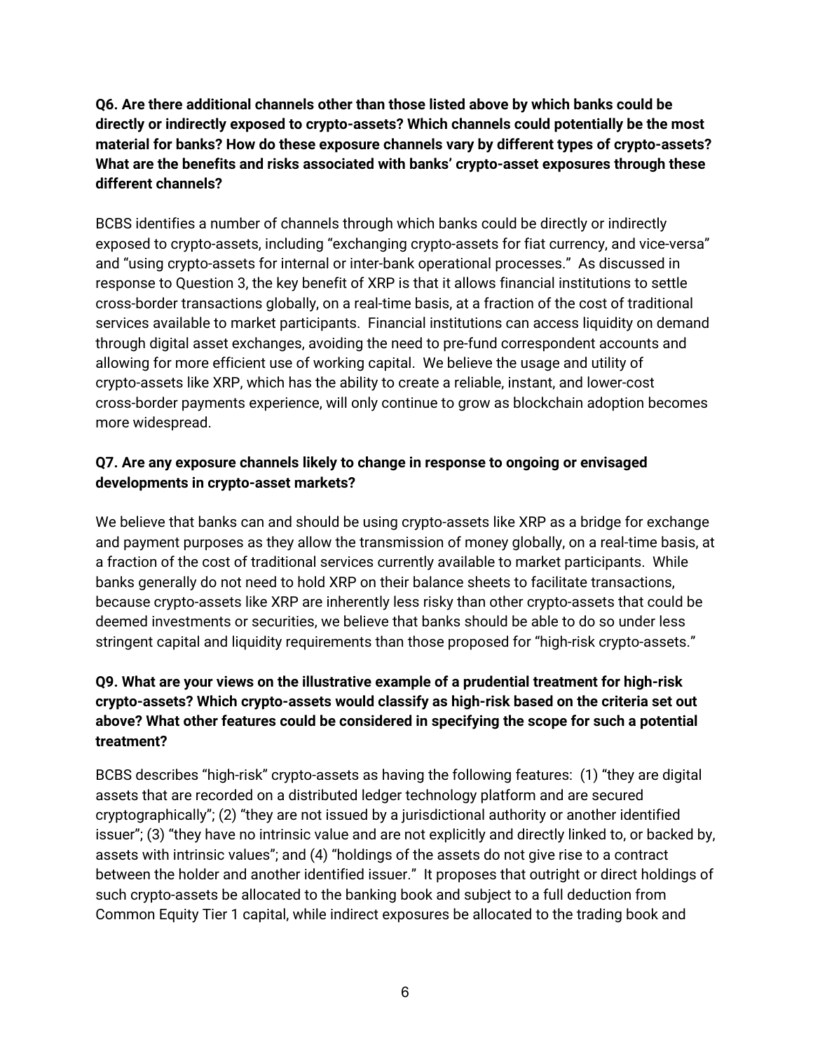**Q6. Are there additional channels other than those listed above by which banks could be directly or indirectly exposed to crypto-assets? Which channels could potentially be the most material for banks? How do these exposure channels vary by different types of crypto-assets? What are the benefits and risks associated with banks' crypto-asset exposures through these different channels?**

BCBS identifies a number of channels through which banks could be directly or indirectly exposed to crypto-assets, including "exchanging crypto-assets for fiat currency, and vice-versa" and "using crypto-assets for internal or inter-bank operational processes." As discussed in response to Question 3, the key benefit of XRP is that it allows financial institutions to settle cross-border transactions globally, on a real-time basis, at a fraction of the cost of traditional services available to market participants. Financial institutions can access liquidity on demand through digital asset exchanges, avoiding the need to pre-fund correspondent accounts and allowing for more efficient use of working capital. We believe the usage and utility of crypto-assets like XRP, which has the ability to create a reliable, instant, and lower-cost cross-border payments experience, will only continue to grow as blockchain adoption becomes more widespread.

**Q7. Are any exposure channels likely to change in response to ongoing or envisaged developments in crypto-asset markets?**

We believe that banks can and should be using crypto-assets like XRP as a bridge for exchange and payment purposes as they allow the transmission of money globally, on a real-time basis, at a fraction of the cost of traditional services currently available to market participants. While banks generally do not need to hold XRP on their balance sheets to facilitate transactions, because crypto-assets like XRP are inherently less risky than other crypto-assets that could be deemed investments or securities, we believe that banks should be able to do so under less stringent capital and liquidity requirements than those proposed for "high-risk crypto-assets."

**Q9. What are your views on the illustrative example of a prudential treatment for high-risk crypto-assets? Which crypto-assets would classify as high-risk based on the criteria set out above? What other features could be considered in specifying the scope for such a potential treatment?**

BCBS describes "high-risk" crypto-assets as having the following features: (1) "they are digital assets that are recorded on a distributed ledger technology platform and are secured cryptographically"; (2) "they are not issued by a jurisdictional authority or another identified issuer"; (3) "they have no intrinsic value and are not explicitly and directly linked to, or backed by, assets with intrinsic values"; and (4) "holdings of the assets do not give rise to a contract between the holder and another identified issuer." It proposes that outright or direct holdings of such crypto-assets be allocated to the banking book and subject to a full deduction from Common Equity Tier 1 capital, while indirect exposures be allocated to the trading book and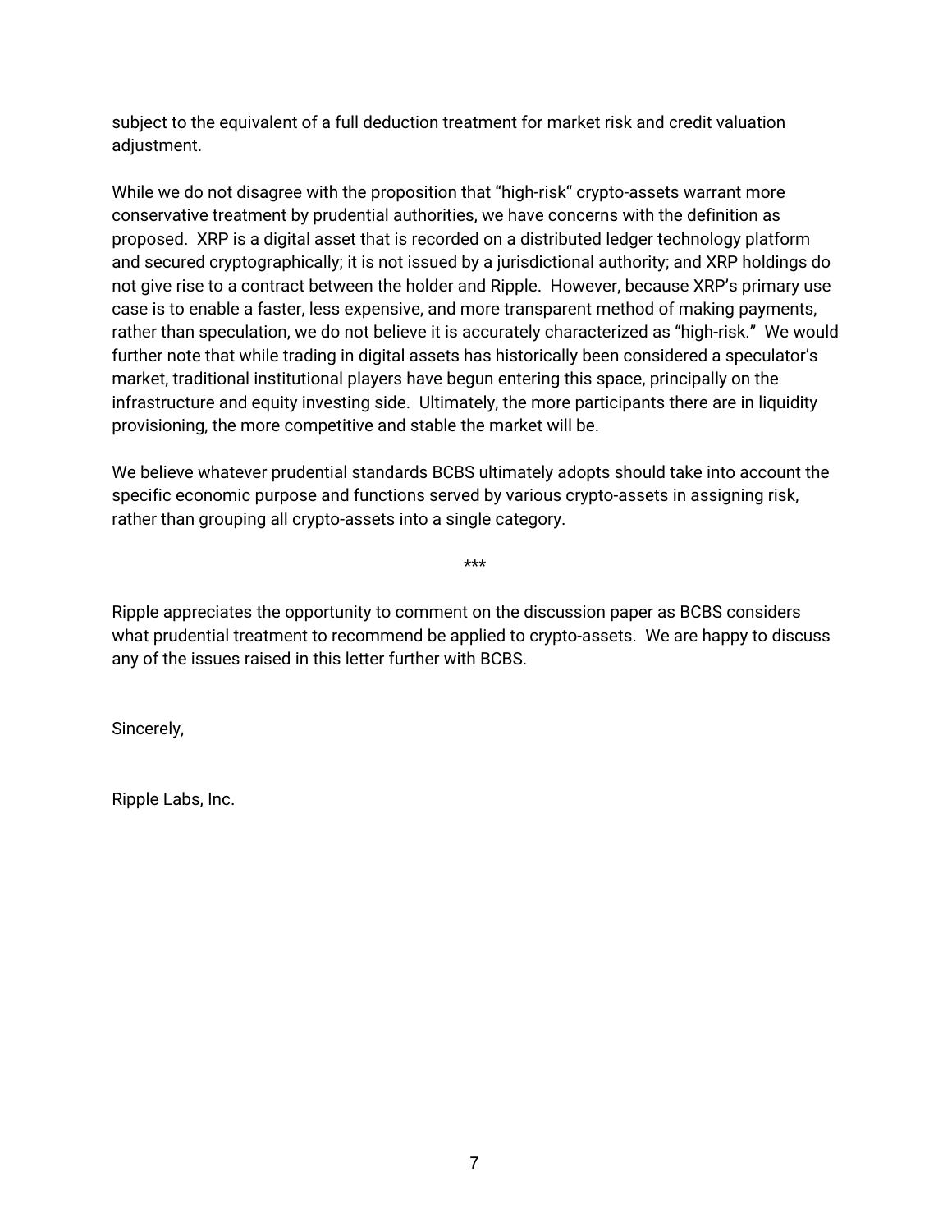subject to the equivalent of a full deduction treatment for market risk and credit valuation adjustment.

While we do not disagree with the proposition that "high-risk" crypto-assets warrant more conservative treatment by prudential authorities, we have concerns with the definition as proposed. XRP is a digital asset that is recorded on a distributed ledger technology platform and secured cryptographically; it is not issued by a jurisdictional authority; and XRP holdings do not give rise to a contract between the holder and Ripple. However, because XRP's primary use case is to enable a faster, less expensive, and more transparent method of making payments, rather than speculation, we do not believe it is accurately characterized as "high-risk." We would further note that while trading in digital assets has historically been considered a speculator's market, traditional institutional players have begun entering this space, principally on the infrastructure and equity investing side. Ultimately, the more participants there are in liquidity provisioning, the more competitive and stable the market will be.

We believe whatever prudential standards BCBS ultimately adopts should take into account the specific economic purpose and functions served by various crypto-assets in assigning risk, rather than grouping all crypto-assets into a single category.

***

Ripple appreciates the opportunity to comment on the discussion paper as BCBS considers what prudential treatment to recommend be applied to crypto-assets. We are happy to discuss any of the issues raised in this letter further with BCBS.

Sincerely,

Ripple Labs, Inc.